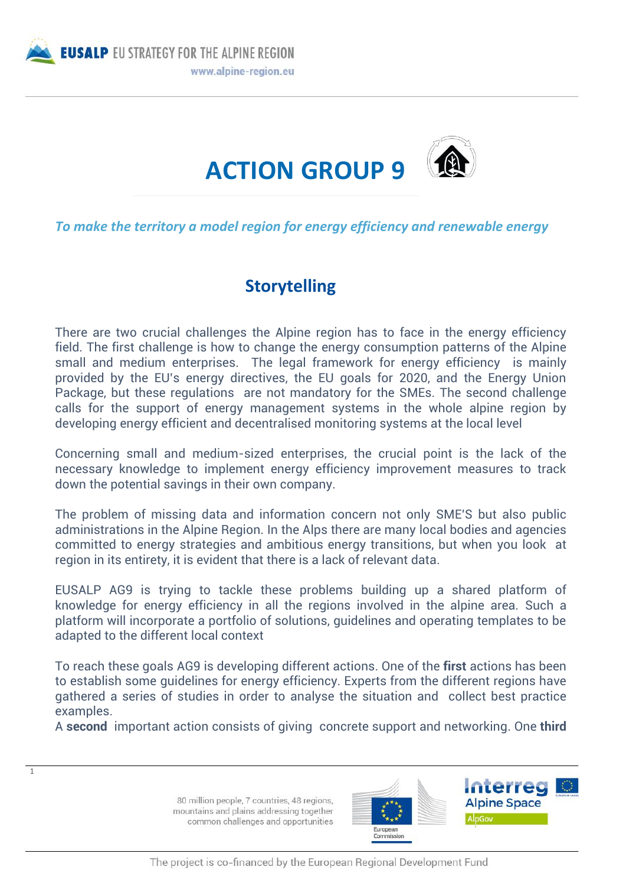# ACTION GROUP 9

*To make the territory a model region for energy efficiency and renewable energy*

## Storytelling

There are two crucial challenges the Alpine region has to face in the energy efficiency field. The first challenge is how to change the energy consumption patterns of the Alpine small and medium enterprises. The legal framework for energy efficiency is mainly provided by the EU's energy directives, the EU goals for 2020, and the Energy Union Package, but these regulations are not mandatory for the SMEs. The second challenge calls for the support of energy management systems in the whole alpine region by developing energy efficient and decentralised monitoring systems at the local level

Concerning small and medium-sized enterprises, the crucial point is the lack of the necessary knowledge to implement energy efficiency improvement measures to track down the potential savings in their own company.

The problem of missing data and information concern not only SME'S but also public administrations in the Alpine Region. In the Alps there are many local bodies and agencies committed to energy strategies and ambitious energy transitions, but when you look at region in its entirety, it is evident that there is a lack of relevant data.

EUSALP AG9 is trying to tackle these problems building up a shared platform of knowledge for energy efficiency in all the regions involved in the alpine area. Such a platform will incorporate a portfolio of solutions, guidelines and operating templates to be adapted to the different local context

To reach these goals AG9 is developing different actions. One of the **first** actions has been to establish some guidelines for energy efficiency. Experts from the different regions have gathered a series of studies in order to analyse the situation and collect best practice examples.
A **second** important action consists of giving concrete support and networking. One **third**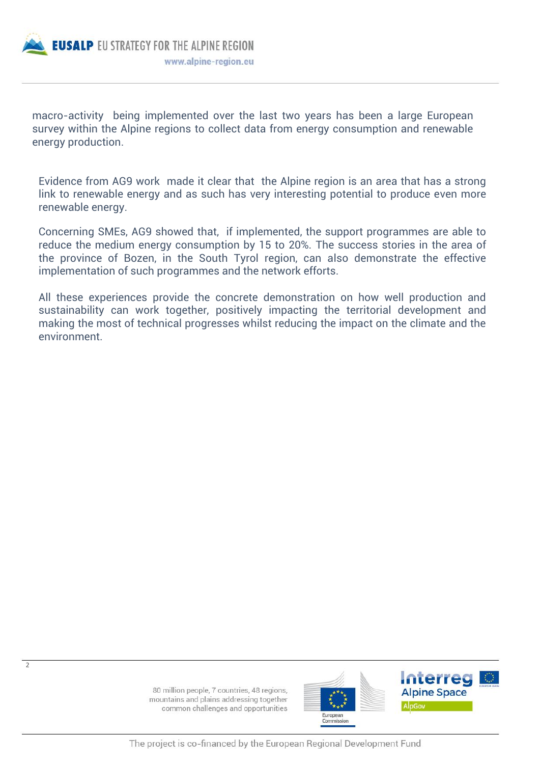macro-activity being implemented over the last two years has been a large European survey within the Alpine regions to collect data from energy consumption and renewable energy production.

Evidence from AG9 work made it clear that the Alpine region is an area that has a strong link to renewable energy and as such has very interesting potential to produce even more renewable energy.

Concerning SMEs, AG9 showed that, if implemented, the support programmes are able to reduce the medium energy consumption by 15 to 20%. The success stories in the area of the province of Bozen, in the South Tyrol region, can also demonstrate the effective implementation of such programmes and the network efforts.

All these experiences provide the concrete demonstration on how well production and sustainability can work together, positively impacting the territorial development and making the most of technical progresses whilst reducing the impact on the climate and the environment.